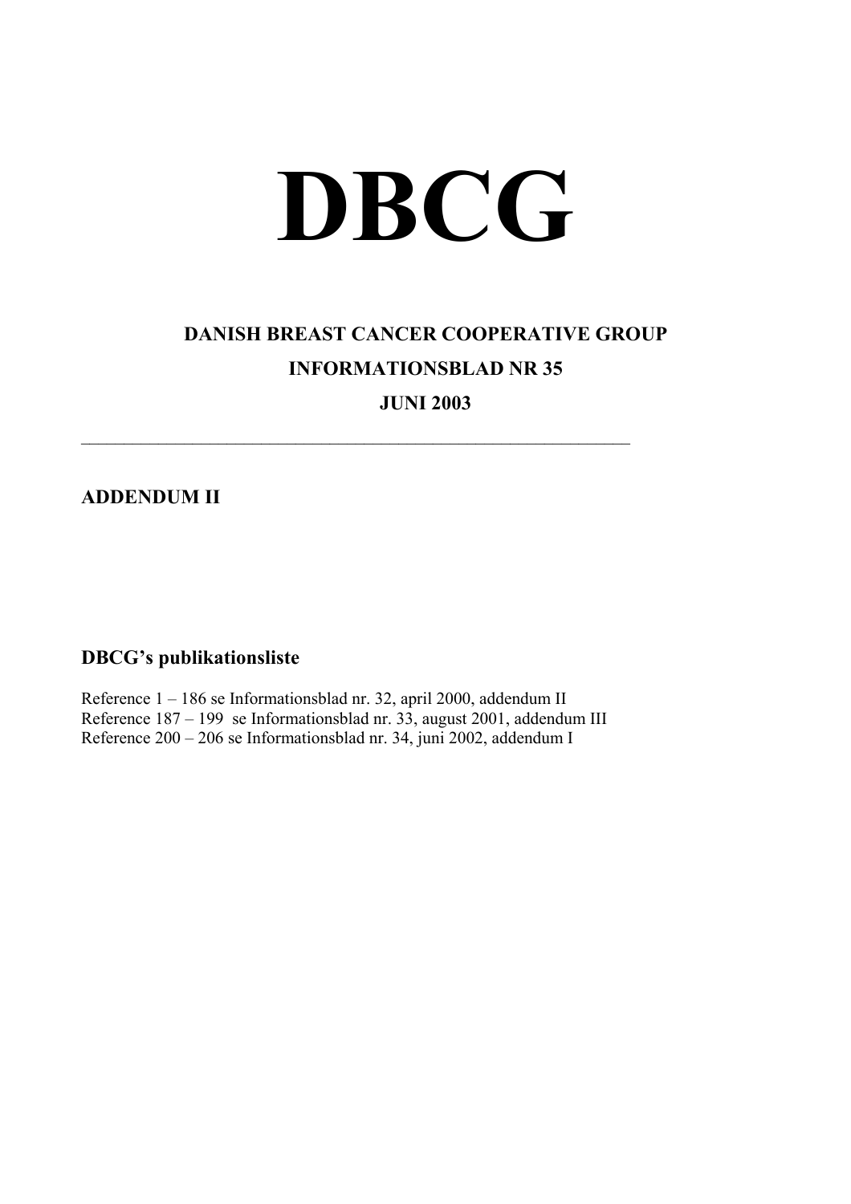# DBCG

## DANISH BREAST CANCER COOPERATIVE GROUP

## INFORMATIONSBLAD NR 35

## JUNI 2003

---

## ADDENDUM II

## DBCG's publikationsliste

Reference 1 – 186 se Informationsblad nr. 32, april 2000, addendum II
Reference 187 – 199 se Informationsblad nr. 33, august 2001, addendum III
Reference 200 – 206 se Informationsblad nr. 34, juni 2002, addendum I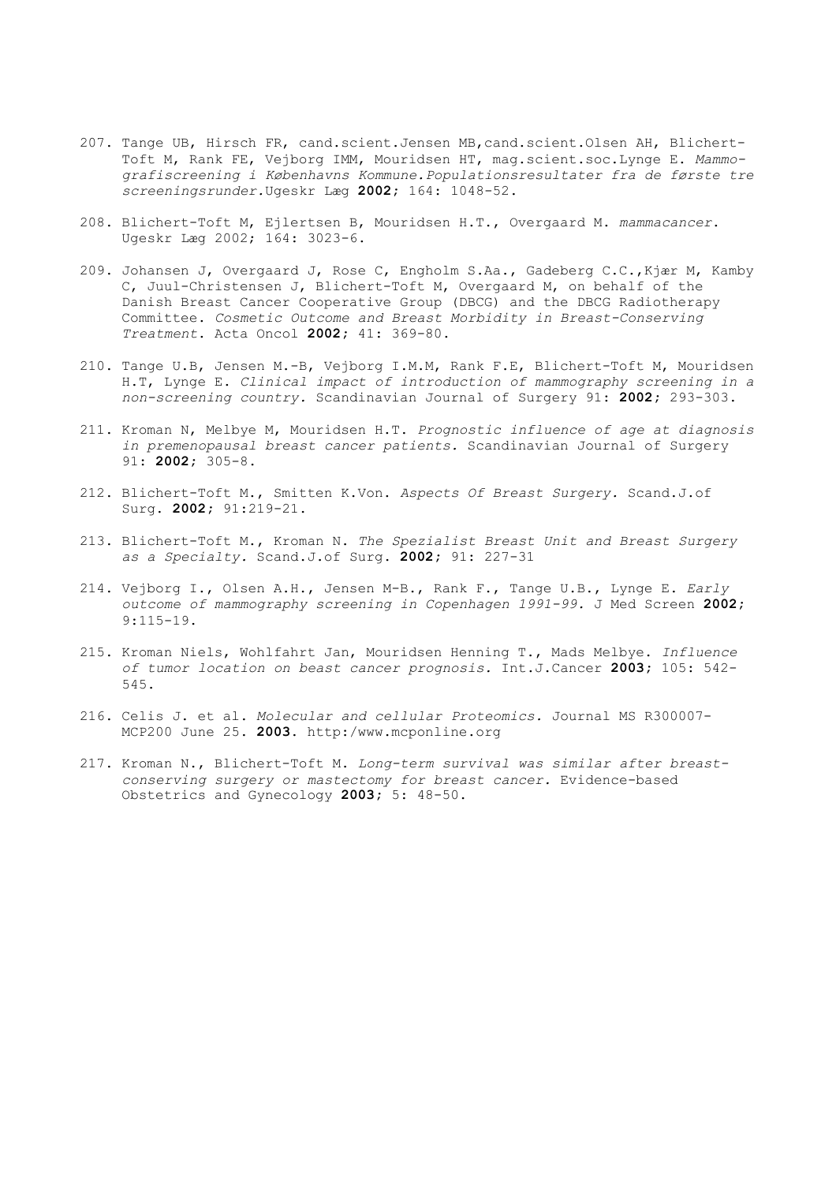207. Tange UB, Hirsch FR, cand.scient.Jensen MB,cand.scient.Olsen AH, Blichert-Toft M, Rank FE, Vejborg IMM, Mouridsen HT, mag.scient.soc.Lynge E. *Mammografiscreening i Københavns Kommune.Populationsresultater fra de første tre screeningsrunder.*Ugeskr Læg **2002**; 164: 1048-52.

208. Blichert-Toft M, Ejlertsen B, Mouridsen H.T., Overgaard M. *mammacancer*. Ugeskr Læg 2002; 164: 3023-6.

209. Johansen J, Overgaard J, Rose C, Engholm S.Aa., Gadeberg C.C.,Kjær M, Kamby C, Juul-Christensen J, Blichert-Toft M, Overgaard M, on behalf of the Danish Breast Cancer Cooperative Group (DBCG) and the DBCG Radiotherapy Committee. *Cosmetic Outcome and Breast Morbidity in Breast-Conserving Treatment*. Acta Oncol **2002**; 41: 369-80.

210. Tange U.B, Jensen M.-B, Vejborg I.M.M, Rank F.E, Blichert-Toft M, Mouridsen H.T, Lynge E. *Clinical impact of introduction of mammography screening in a non-screening country.* Scandinavian Journal of Surgery 91: **2002**; 293-303.

211. Kroman N, Melbye M, Mouridsen H.T. *Prognostic influence of age at diagnosis in premenopausal breast cancer patients.* Scandinavian Journal of Surgery 91: **2002**; 305-8.

212. Blichert-Toft M., Smitten K.Von. *Aspects Of Breast Surgery.* Scand.J.of Surg. **2002**; 91:219-21.

213. Blichert-Toft M., Kroman N. *The Spezialist Breast Unit and Breast Surgery as a Specialty.* Scand.J.of Surg. **2002**; 91: 227-31

214. Vejborg I., Olsen A.H., Jensen M-B., Rank F., Tange U.B., Lynge E. *Early outcome of mammography screening in Copenhagen 1991-99.* J Med Screen **2002**; 9:115-19.

215. Kroman Niels, Wohlfahrt Jan, Mouridsen Henning T., Mads Melbye. *Influence of tumor location on beast cancer prognosis.* Int.J.Cancer **2003**; 105: 542-545.

216. Celis J. et al. *Molecular and cellular Proteomics.* Journal MS R300007-MCP200 June 25. **2003**. http:/www.mcponline.org

217. Kroman N., Blichert-Toft M. *Long-term survival was similar after breast-conserving surgery or mastectomy for breast cancer.* Evidence-based Obstetrics and Gynecology **2003**; 5: 48-50.